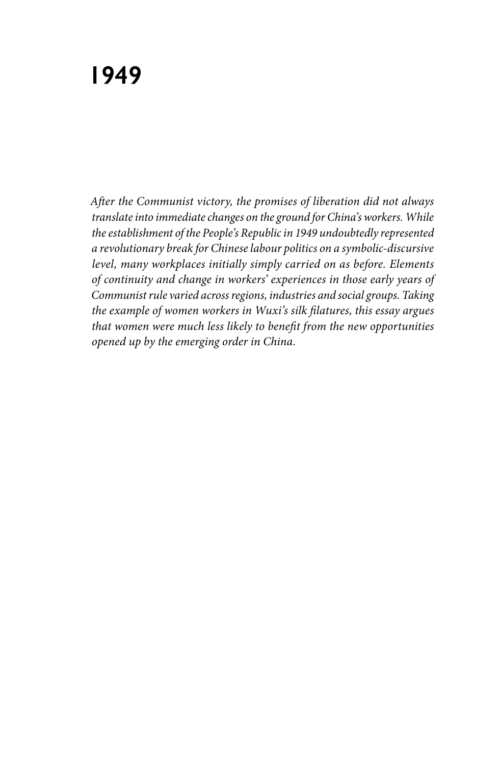# 1949

*After the Communist victory, the promises of liberation did not always translate into immediate changes on the ground for China's workers. While the establishment of the People's Republic in 1949 undoubtedly represented a revolutionary break for Chinese labour politics on a symbolic-discursive level, many workplaces initially simply carried on as before. Elements of continuity and change in workers' experiences in those early years of Communist rule varied across regions, industries and social groups. Taking the example of women workers in Wuxi's silk filatures, this essay argues that women were much less likely to benefit from the new opportunities opened up by the emerging order in China.*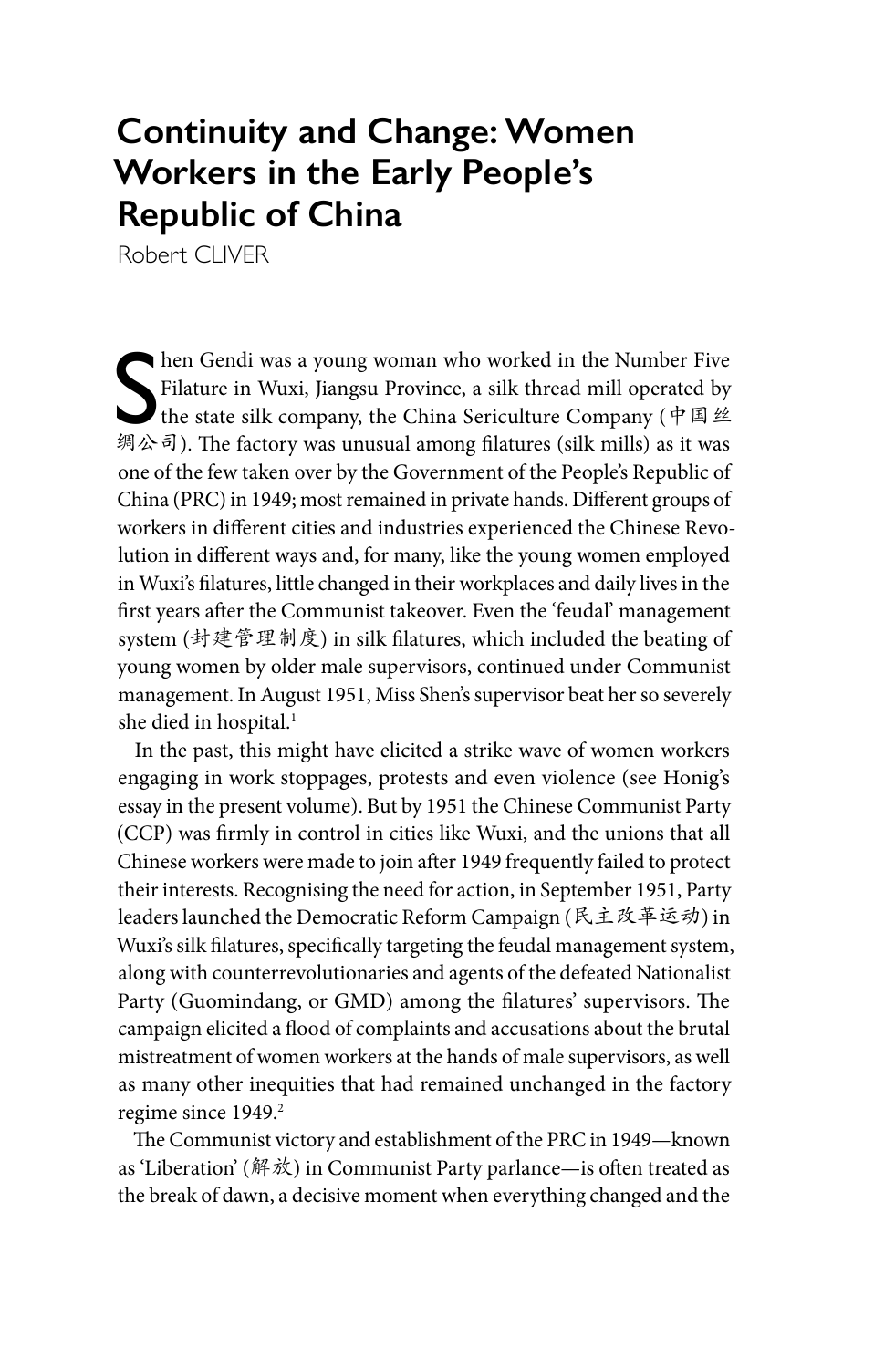# Continuity and Change: Women Workers in the Early People's Republic of China

Robert CLIVER

Shen Gendi was a young woman who worked in the Number Five Filature in Wuxi, Jiangsu Province, a silk thread mill operated by the state silk company, the China Sericulture Company (中国丝绸公司). The factory was unusual among filatures (silk mills) as it was one of the few taken over by the Government of the People's Republic of China (PRC) in 1949; most remained in private hands. Different groups of workers in different cities and industries experienced the Chinese Revolution in different ways and, for many, like the young women employed in Wuxi's filatures, little changed in their workplaces and daily lives in the first years after the Communist takeover. Even the 'feudal' management system (封建管理制度) in silk filatures, which included the beating of young women by older male supervisors, continued under Communist management. In August 1951, Miss Shen's supervisor beat her so severely she died in hospital.[1]

In the past, this might have elicited a strike wave of women workers engaging in work stoppages, protests and even violence (see Honig's essay in the present volume). But by 1951 the Chinese Communist Party (CCP) was firmly in control in cities like Wuxi, and the unions that all Chinese workers were made to join after 1949 frequently failed to protect their interests. Recognising the need for action, in September 1951, Party leaders launched the Democratic Reform Campaign (民主改革运动) in Wuxi's silk filatures, specifically targeting the feudal management system, along with counterrevolutionaries and agents of the defeated Nationalist Party (Guomindang, or GMD) among the filatures' supervisors. The campaign elicited a flood of complaints and accusations about the brutal mistreatment of women workers at the hands of male supervisors, as well as many other inequities that had remained unchanged in the factory regime since 1949.[2]

The Communist victory and establishment of the PRC in 1949—known as 'Liberation' (解放) in Communist Party parlance—is often treated as the break of dawn, a decisive moment when everything changed and the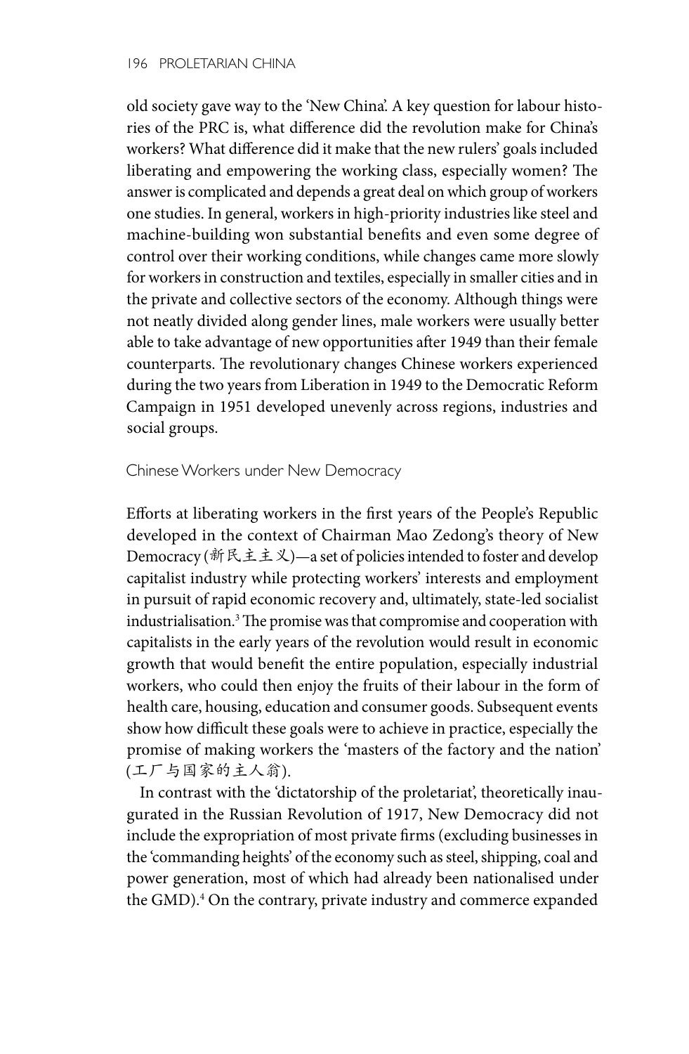old society gave way to the 'New China'. A key question for labour histories of the PRC is, what difference did the revolution make for China's workers? What difference did it make that the new rulers' goals included liberating and empowering the working class, especially women? The answer is complicated and depends a great deal on which group of workers one studies. In general, workers in high-priority industries like steel and machine-building won substantial benefits and even some degree of control over their working conditions, while changes came more slowly for workers in construction and textiles, especially in smaller cities and in the private and collective sectors of the economy. Although things were not neatly divided along gender lines, male workers were usually better able to take advantage of new opportunities after 1949 than their female counterparts. The revolutionary changes Chinese workers experienced during the two years from Liberation in 1949 to the Democratic Reform Campaign in 1951 developed unevenly across regions, industries and social groups.

## Chinese Workers under New Democracy

Efforts at liberating workers in the first years of the People's Republic developed in the context of Chairman Mao Zedong's theory of New Democracy (新民主主义)—a set of policies intended to foster and develop capitalist industry while protecting workers' interests and employment in pursuit of rapid economic recovery and, ultimately, state-led socialist industrialisation.[3] The promise was that compromise and cooperation with capitalists in the early years of the revolution would result in economic growth that would benefit the entire population, especially industrial workers, who could then enjoy the fruits of their labour in the form of health care, housing, education and consumer goods. Subsequent events show how difficult these goals were to achieve in practice, especially the promise of making workers the 'masters of the factory and the nation' (工厂与国家的主人翁).

In contrast with the 'dictatorship of the proletariat', theoretically inaugurated in the Russian Revolution of 1917, New Democracy did not include the expropriation of most private firms (excluding businesses in the 'commanding heights' of the economy such as steel, shipping, coal and power generation, most of which had already been nationalised under the GMD).[4] On the contrary, private industry and commerce expanded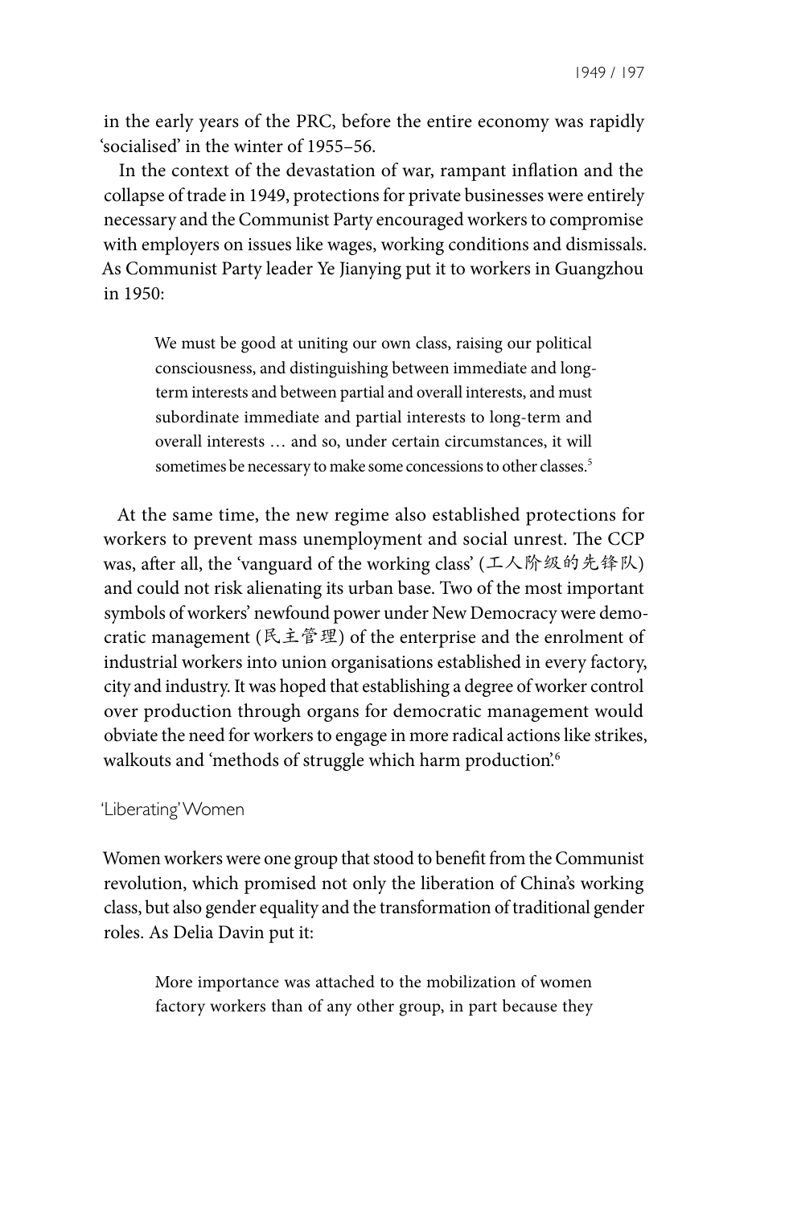in the early years of the PRC, before the entire economy was rapidly 'socialised' in the winter of 1955–56.

In the context of the devastation of war, rampant inflation and the collapse of trade in 1949, protections for private businesses were entirely necessary and the Communist Party encouraged workers to compromise with employers on issues like wages, working conditions and dismissals. As Communist Party leader Ye Jianying put it to workers in Guangzhou in 1950:

> We must be good at uniting our own class, raising our political consciousness, and distinguishing between immediate and long-term interests and between partial and overall interests, and must subordinate immediate and partial interests to long-term and overall interests … and so, under certain circumstances, it will sometimes be necessary to make some concessions to other classes.[5]

At the same time, the new regime also established protections for workers to prevent mass unemployment and social unrest. The CCP was, after all, the 'vanguard of the working class' (工人阶级的先锋队) and could not risk alienating its urban base. Two of the most important symbols of workers' newfound power under New Democracy were democratic management (民主管理) of the enterprise and the enrolment of industrial workers into union organisations established in every factory, city and industry. It was hoped that establishing a degree of worker control over production through organs for democratic management would obviate the need for workers to engage in more radical actions like strikes, walkouts and 'methods of struggle which harm production'.[6]

## 'Liberating' Women

Women workers were one group that stood to benefit from the Communist revolution, which promised not only the liberation of China's working class, but also gender equality and the transformation of traditional gender roles. As Delia Davin put it:

> More importance was attached to the mobilization of women factory workers than of any other group, in part because they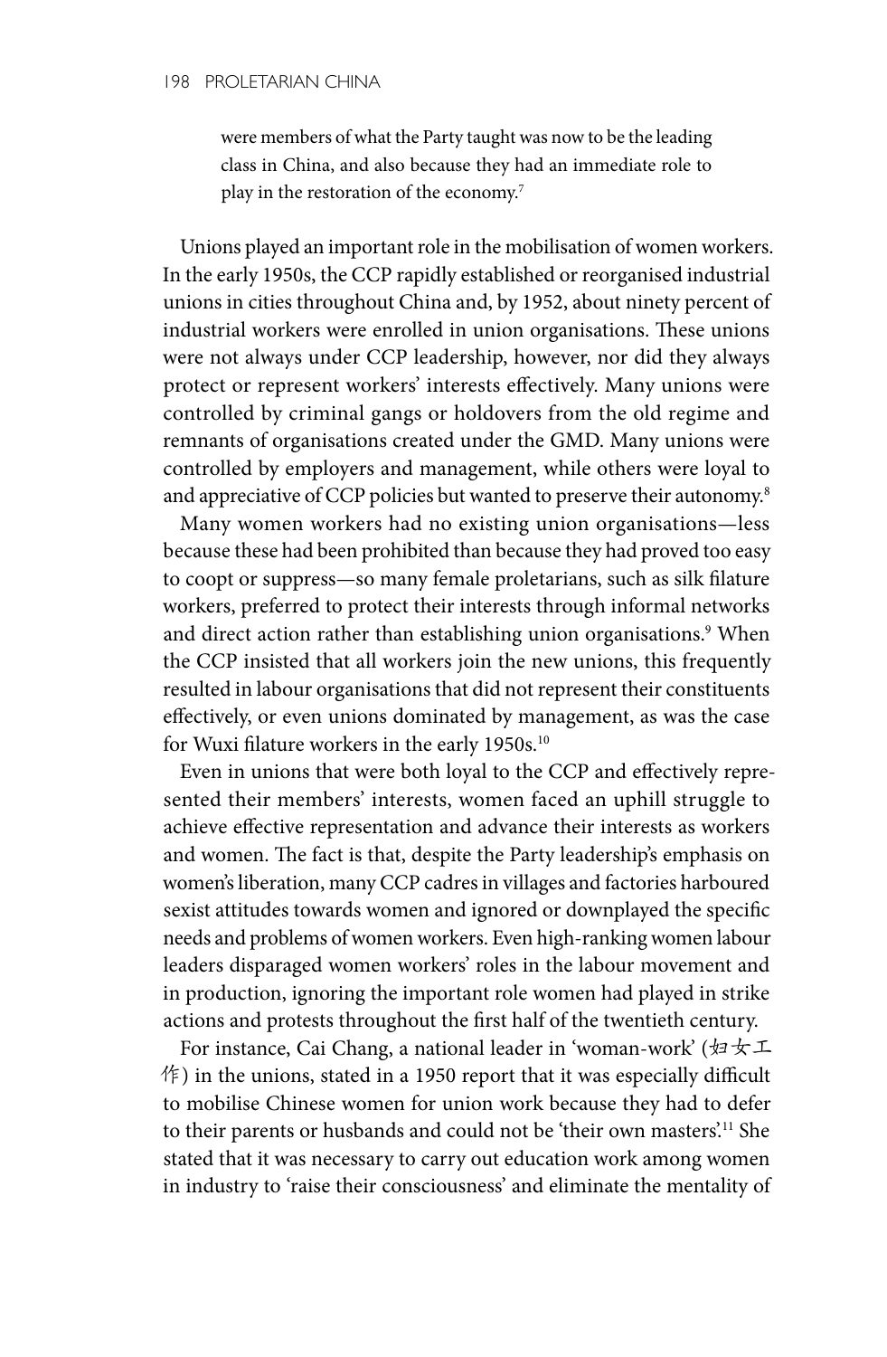> were members of what the Party taught was now to be the leading class in China, and also because they had an immediate role to play in the restoration of the economy.[7]

Unions played an important role in the mobilisation of women workers. In the early 1950s, the CCP rapidly established or reorganised industrial unions in cities throughout China and, by 1952, about ninety percent of industrial workers were enrolled in union organisations. These unions were not always under CCP leadership, however, nor did they always protect or represent workers' interests effectively. Many unions were controlled by criminal gangs or holdovers from the old regime and remnants of organisations created under the GMD. Many unions were controlled by employers and management, while others were loyal to and appreciative of CCP policies but wanted to preserve their autonomy.[8]

Many women workers had no existing union organisations—less because these had been prohibited than because they had proved too easy to coopt or suppress—so many female proletarians, such as silk filature workers, preferred to protect their interests through informal networks and direct action rather than establishing union organisations.[9] When the CCP insisted that all workers join the new unions, this frequently resulted in labour organisations that did not represent their constituents effectively, or even unions dominated by management, as was the case for Wuxi filature workers in the early 1950s.[10]

Even in unions that were both loyal to the CCP and effectively represented their members' interests, women faced an uphill struggle to achieve effective representation and advance their interests as workers and women. The fact is that, despite the Party leadership's emphasis on women's liberation, many CCP cadres in villages and factories harboured sexist attitudes towards women and ignored or downplayed the specific needs and problems of women workers. Even high-ranking women labour leaders disparaged women workers' roles in the labour movement and in production, ignoring the important role women had played in strike actions and protests throughout the first half of the twentieth century.

For instance, Cai Chang, a national leader in 'woman-work' (妇女工作) in the unions, stated in a 1950 report that it was especially difficult to mobilise Chinese women for union work because they had to defer to their parents or husbands and could not be 'their own masters'.[11] She stated that it was necessary to carry out education work among women in industry to 'raise their consciousness' and eliminate the mentality of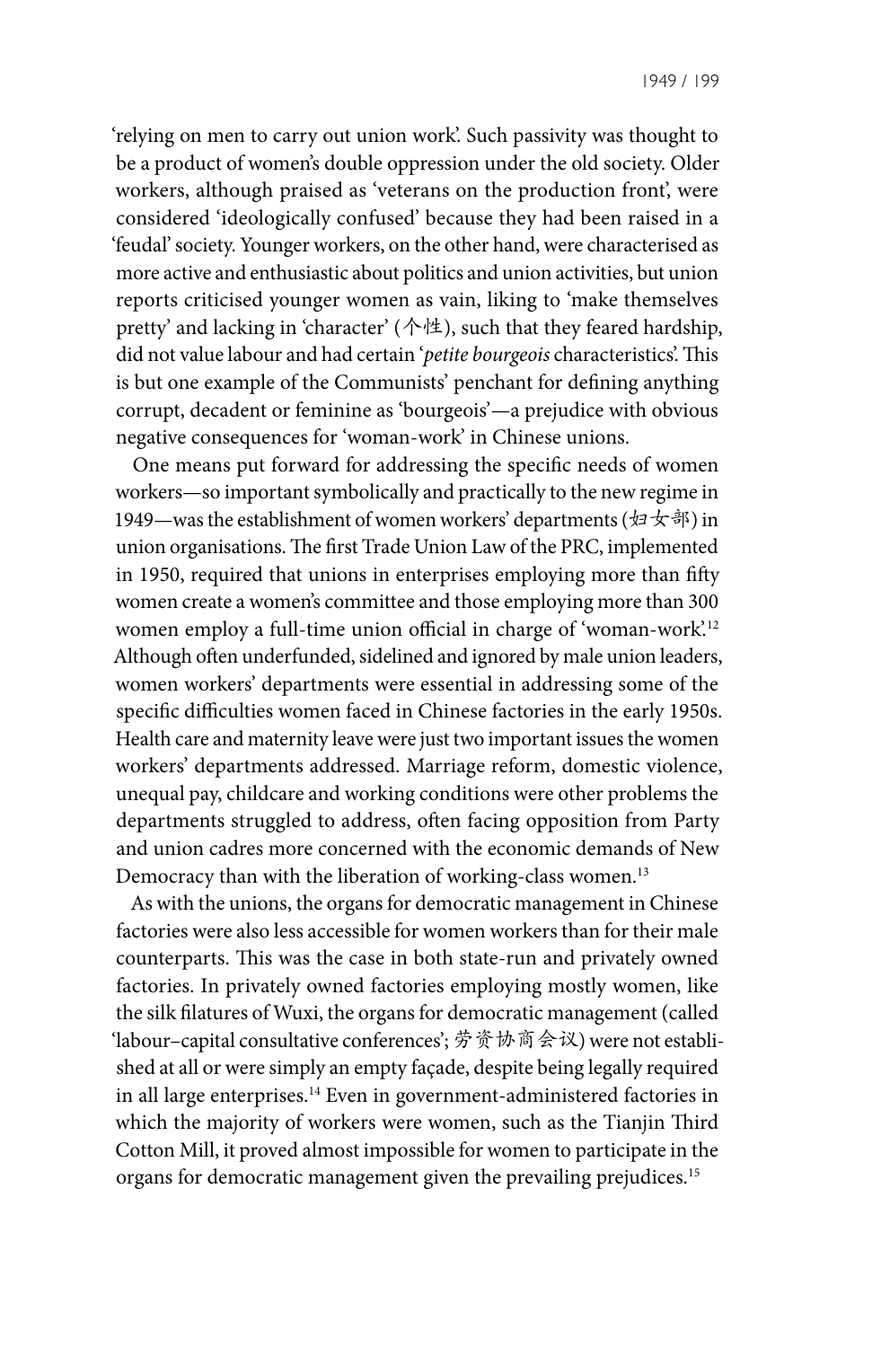'relying on men to carry out union work'. Such passivity was thought to be a product of women's double oppression under the old society. Older workers, although praised as 'veterans on the production front', were considered 'ideologically confused' because they had been raised in a 'feudal' society. Younger workers, on the other hand, were characterised as more active and enthusiastic about politics and union activities, but union reports criticised younger women as vain, liking to 'make themselves pretty' and lacking in 'character' (个性), such that they feared hardship, did not value labour and had certain '*petite bourgeois* characteristics'. This is but one example of the Communists' penchant for defining anything corrupt, decadent or feminine as 'bourgeois'—a prejudice with obvious negative consequences for 'woman-work' in Chinese unions.

One means put forward for addressing the specific needs of women workers—so important symbolically and practically to the new regime in 1949—was the establishment of women workers' departments (妇女部) in union organisations. The first Trade Union Law of the PRC, implemented in 1950, required that unions in enterprises employing more than fifty women create a women's committee and those employing more than 300 women employ a full-time union official in charge of 'woman-work'.[12] Although often underfunded, sidelined and ignored by male union leaders, women workers' departments were essential in addressing some of the specific difficulties women faced in Chinese factories in the early 1950s. Health care and maternity leave were just two important issues the women workers' departments addressed. Marriage reform, domestic violence, unequal pay, childcare and working conditions were other problems the departments struggled to address, often facing opposition from Party and union cadres more concerned with the economic demands of New Democracy than with the liberation of working-class women.[13]

As with the unions, the organs for democratic management in Chinese factories were also less accessible for women workers than for their male counterparts. This was the case in both state-run and privately owned factories. In privately owned factories employing mostly women, like the silk filatures of Wuxi, the organs for democratic management (called 'labour–capital consultative conferences'; 劳资协商会议) were not established at all or were simply an empty façade, despite being legally required in all large enterprises.[14] Even in government-administered factories in which the majority of workers were women, such as the Tianjin Third Cotton Mill, it proved almost impossible for women to participate in the organs for democratic management given the prevailing prejudices.[15]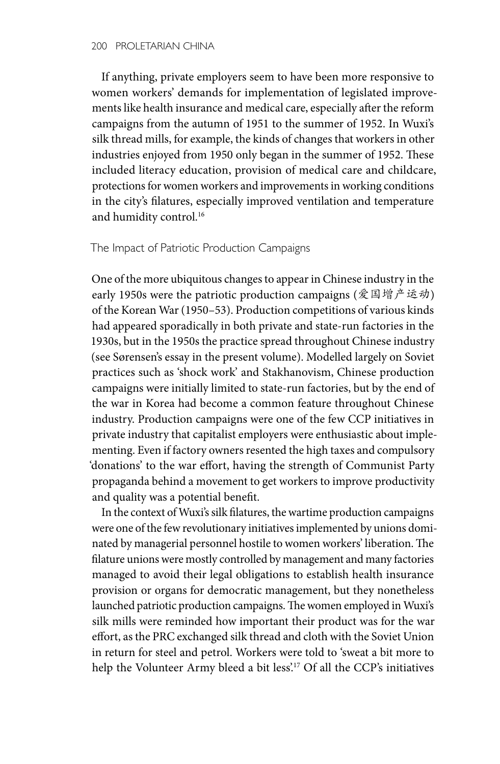If anything, private employers seem to have been more responsive to women workers' demands for implementation of legislated improvements like health insurance and medical care, especially after the reform campaigns from the autumn of 1951 to the summer of 1952. In Wuxi's silk thread mills, for example, the kinds of changes that workers in other industries enjoyed from 1950 only began in the summer of 1952. These included literacy education, provision of medical care and childcare, protections for women workers and improvements in working conditions in the city's filatures, especially improved ventilation and temperature and humidity control.[16]

## The Impact of Patriotic Production Campaigns

One of the more ubiquitous changes to appear in Chinese industry in the early 1950s were the patriotic production campaigns (爱国增产运动) of the Korean War (1950–53). Production competitions of various kinds had appeared sporadically in both private and state-run factories in the 1930s, but in the 1950s the practice spread throughout Chinese industry (see Sørensen's essay in the present volume). Modelled largely on Soviet practices such as 'shock work' and Stakhanovism, Chinese production campaigns were initially limited to state-run factories, but by the end of the war in Korea had become a common feature throughout Chinese industry. Production campaigns were one of the few CCP initiatives in private industry that capitalist employers were enthusiastic about implementing. Even if factory owners resented the high taxes and compulsory 'donations' to the war effort, having the strength of Communist Party propaganda behind a movement to get workers to improve productivity and quality was a potential benefit.

In the context of Wuxi's silk filatures, the wartime production campaigns were one of the few revolutionary initiatives implemented by unions dominated by managerial personnel hostile to women workers' liberation. The filature unions were mostly controlled by management and many factories managed to avoid their legal obligations to establish health insurance provision or organs for democratic management, but they nonetheless launched patriotic production campaigns. The women employed in Wuxi's silk mills were reminded how important their product was for the war effort, as the PRC exchanged silk thread and cloth with the Soviet Union in return for steel and petrol. Workers were told to 'sweat a bit more to help the Volunteer Army bleed a bit less'.[17] Of all the CCP's initiatives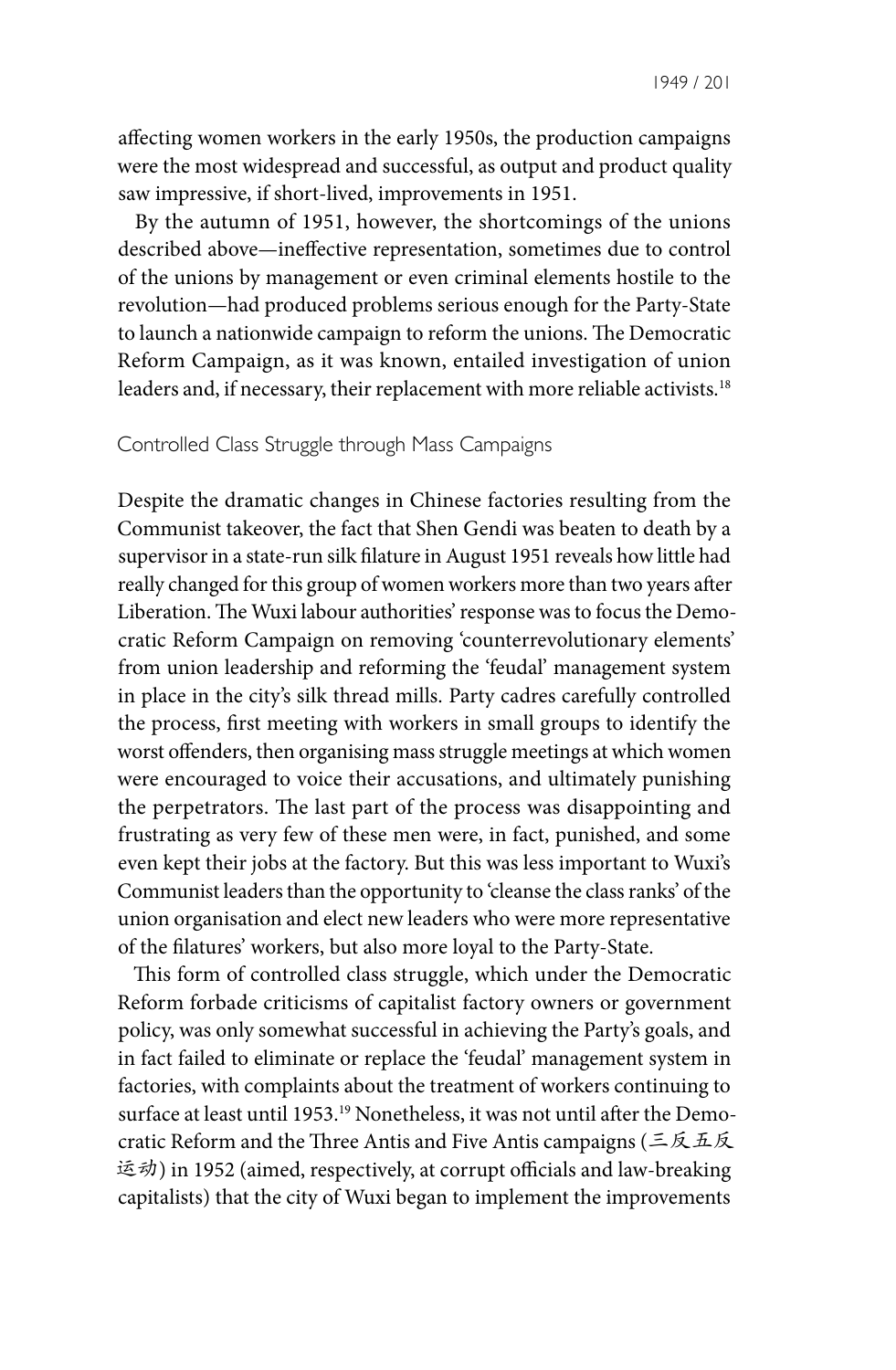affecting women workers in the early 1950s, the production campaigns were the most widespread and successful, as output and product quality saw impressive, if short-lived, improvements in 1951.

By the autumn of 1951, however, the shortcomings of the unions described above—ineffective representation, sometimes due to control of the unions by management or even criminal elements hostile to the revolution—had produced problems serious enough for the Party-State to launch a nationwide campaign to reform the unions. The Democratic Reform Campaign, as it was known, entailed investigation of union leaders and, if necessary, their replacement with more reliable activists.[18]

## Controlled Class Struggle through Mass Campaigns

Despite the dramatic changes in Chinese factories resulting from the Communist takeover, the fact that Shen Gendi was beaten to death by a supervisor in a state-run silk filature in August 1951 reveals how little had really changed for this group of women workers more than two years after Liberation. The Wuxi labour authorities' response was to focus the Democratic Reform Campaign on removing 'counterrevolutionary elements' from union leadership and reforming the 'feudal' management system in place in the city's silk thread mills. Party cadres carefully controlled the process, first meeting with workers in small groups to identify the worst offenders, then organising mass struggle meetings at which women were encouraged to voice their accusations, and ultimately punishing the perpetrators. The last part of the process was disappointing and frustrating as very few of these men were, in fact, punished, and some even kept their jobs at the factory. But this was less important to Wuxi's Communist leaders than the opportunity to 'cleanse the class ranks' of the union organisation and elect new leaders who were more representative of the filatures' workers, but also more loyal to the Party-State.

This form of controlled class struggle, which under the Democratic Reform forbade criticisms of capitalist factory owners or government policy, was only somewhat successful in achieving the Party's goals, and in fact failed to eliminate or replace the 'feudal' management system in factories, with complaints about the treatment of workers continuing to surface at least until 1953.[19] Nonetheless, it was not until after the Democratic Reform and the Three Antis and Five Antis campaigns (三反五反运动) in 1952 (aimed, respectively, at corrupt officials and law-breaking capitalists) that the city of Wuxi began to implement the improvements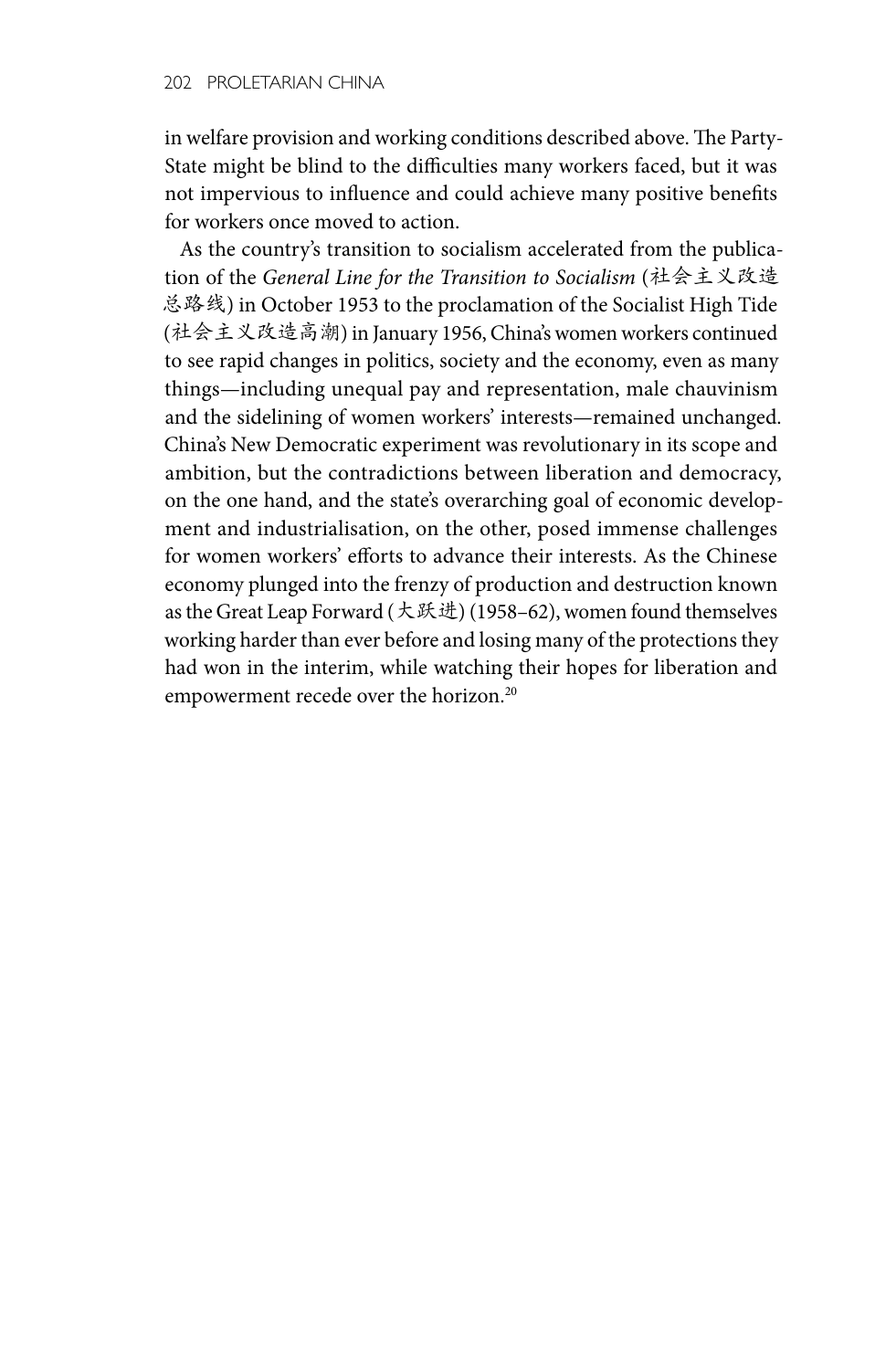in welfare provision and working conditions described above. The Party-State might be blind to the difficulties many workers faced, but it was not impervious to influence and could achieve many positive benefits for workers once moved to action.

As the country's transition to socialism accelerated from the publication of the *General Line for the Transition to Socialism* (社会主义改造总路线) in October 1953 to the proclamation of the Socialist High Tide (社会主义改造高潮) in January 1956, China's women workers continued to see rapid changes in politics, society and the economy, even as many things—including unequal pay and representation, male chauvinism and the sidelining of women workers' interests—remained unchanged. China's New Democratic experiment was revolutionary in its scope and ambition, but the contradictions between liberation and democracy, on the one hand, and the state's overarching goal of economic development and industrialisation, on the other, posed immense challenges for women workers' efforts to advance their interests. As the Chinese economy plunged into the frenzy of production and destruction known as the Great Leap Forward (大跃进) (1958–62), women found themselves working harder than ever before and losing many of the protections they had won in the interim, while watching their hopes for liberation and empowerment recede over the horizon.[20]